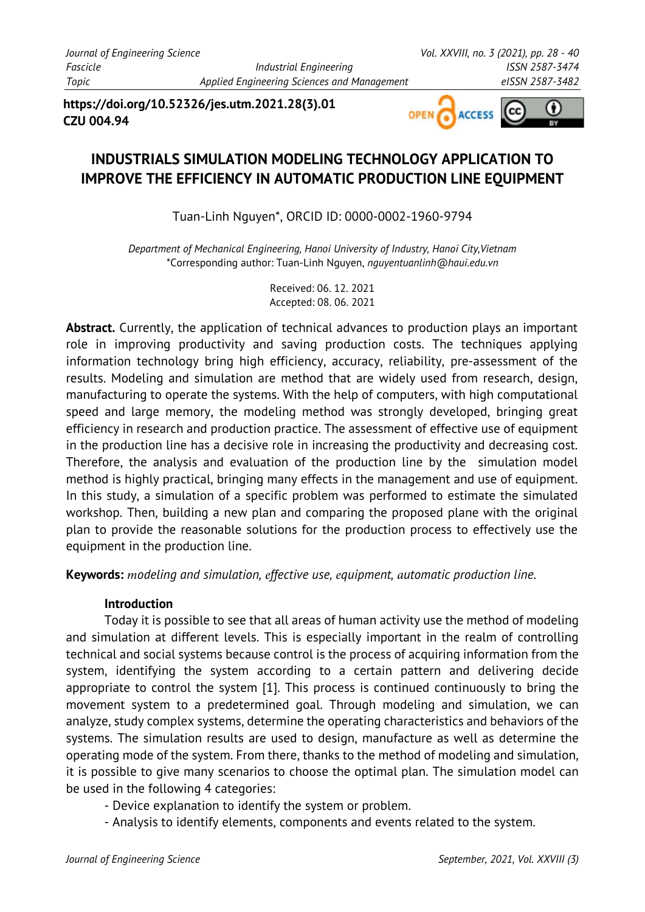https://doi.org/10.52326/jes.utm.2021.28(3).01
CZU 004.94

# INDUSTRIALS SIMULATION MODELING TECHNOLOGY APPLICATION TO IMPROVE THE EFFICIENCY IN AUTOMATIC PRODUCTION LINE EQUIPMENT

Tuan-Linh Nguyen*, ORCID ID: 0000-0002-1960-9794

*Department of Mechanical Engineering, Hanoi University of Industry, Hanoi City,Vietnam*
*Corresponding author: Tuan-Linh Nguyen, *nguyentuanlinh@haui.edu.vn*

Received: 06. 12. 2021
Accepted: 08. 06. 2021

**Abstract.** Currently, the application of technical advances to production plays an important role in improving productivity and saving production costs. The techniques applying information technology bring high efficiency, accuracy, reliability, pre-assessment of the results. Modeling and simulation are method that are widely used from research, design, manufacturing to operate the systems. With the help of computers, with high computational speed and large memory, the modeling method was strongly developed, bringing great efficiency in research and production practice. The assessment of effective use of equipment in the production line has a decisive role in increasing the productivity and decreasing cost. Therefore, the analysis and evaluation of the production line by the simulation model method is highly practical, bringing many effects in the management and use of equipment. In this study, a simulation of a specific problem was performed to estimate the simulated workshop. Then, building a new plan and comparing the proposed plane with the original plan to provide the reasonable solutions for the production process to effectively use the equipment in the production line.

**Keywords:** *modeling and simulation, effective use, equipment, automatic production line.*

## Introduction

Today it is possible to see that all areas of human activity use the method of modeling and simulation at different levels. This is especially important in the realm of controlling technical and social systems because control is the process of acquiring information from the system, identifying the system according to a certain pattern and delivering decide appropriate to control the system [1]. This process is continued continuously to bring the movement system to a predetermined goal. Through modeling and simulation, we can analyze, study complex systems, determine the operating characteristics and behaviors of the systems. The simulation results are used to design, manufacture as well as determine the operating mode of the system. From there, thanks to the method of modeling and simulation, it is possible to give many scenarios to choose the optimal plan. The simulation model can be used in the following 4 categories:

- Device explanation to identify the system or problem.
- Analysis to identify elements, components and events related to the system.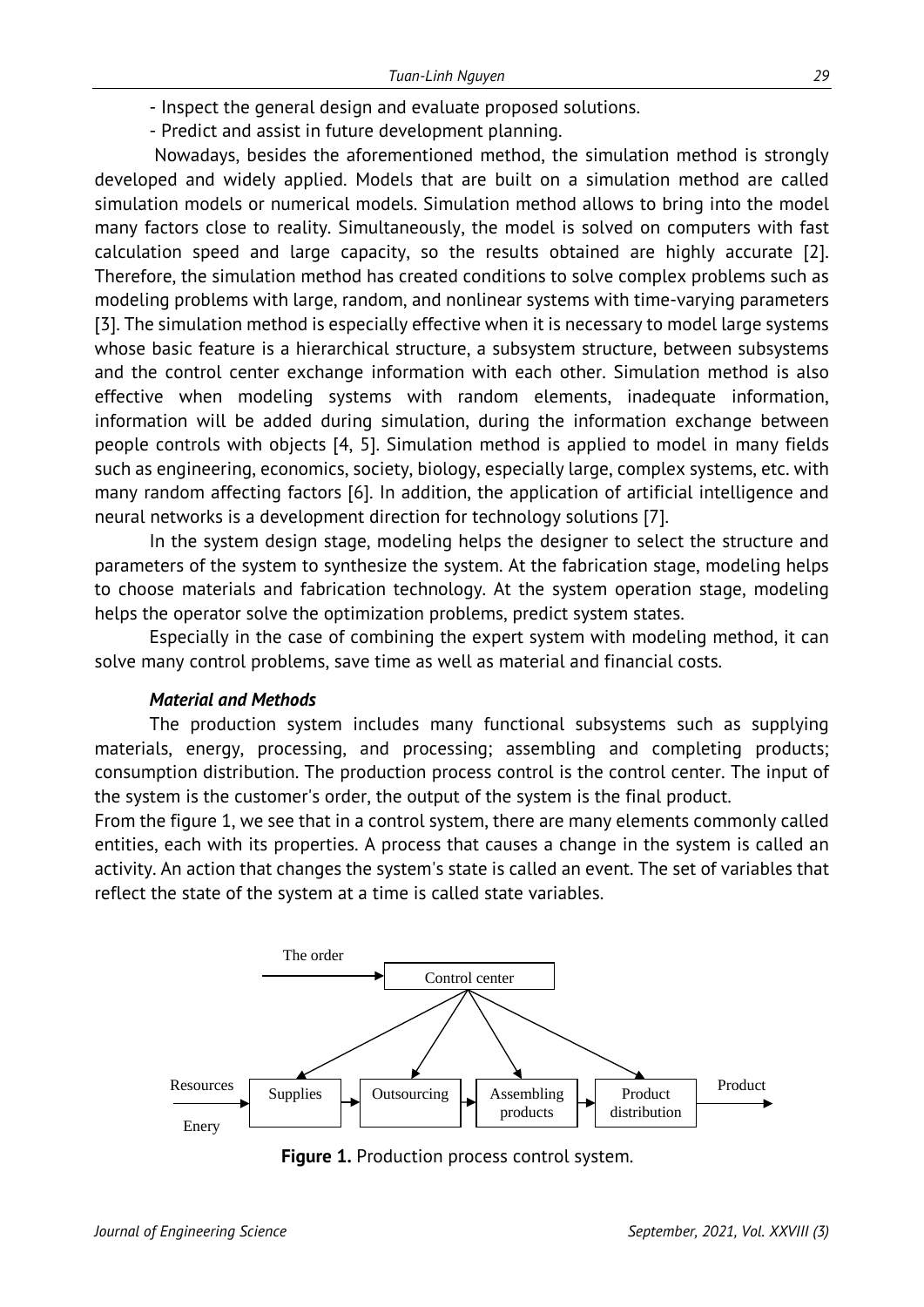- Inspect the general design and evaluate proposed solutions.

- Predict and assist in future development planning.

Nowadays, besides the aforementioned method, the simulation method is strongly developed and widely applied. Models that are built on a simulation method are called simulation models or numerical models. Simulation method allows to bring into the model many factors close to reality. Simultaneously, the model is solved on computers with fast calculation speed and large capacity, so the results obtained are highly accurate [2]. Therefore, the simulation method has created conditions to solve complex problems such as modeling problems with large, random, and nonlinear systems with time-varying parameters [3]. The simulation method is especially effective when it is necessary to model large systems whose basic feature is a hierarchical structure, a subsystem structure, between subsystems and the control center exchange information with each other. Simulation method is also effective when modeling systems with random elements, inadequate information, information will be added during simulation, during the information exchange between people controls with objects [4, 5]. Simulation method is applied to model in many fields such as engineering, economics, society, biology, especially large, complex systems, etc. with many random affecting factors [6]. In addition, the application of artificial intelligence and neural networks is a development direction for technology solutions [7].

In the system design stage, modeling helps the designer to select the structure and parameters of the system to synthesize the system. At the fabrication stage, modeling helps to choose materials and fabrication technology. At the system operation stage, modeling helps the operator solve the optimization problems, predict system states.

Especially in the case of combining the expert system with modeling method, it can solve many control problems, save time as well as material and financial costs.

### *Material and Methods*

The production system includes many functional subsystems such as supplying materials, energy, processing, and processing; assembling and completing products; consumption distribution. The production process control is the control center. The input of the system is the customer's order, the output of the system is the final product.

From the figure 1, we see that in a control system, there are many elements commonly called entities, each with its properties. A process that causes a change in the system is called an activity. An action that changes the system's state is called an event. The set of variables that reflect the state of the system at a time is called state variables.

The order → Control center → Supplies, Outsourcing, Assembling products, Product distribution

Resources, Enery → Supplies → Outsourcing → Assembling products → Product distribution → Product

**Figure 1.** Production process control system.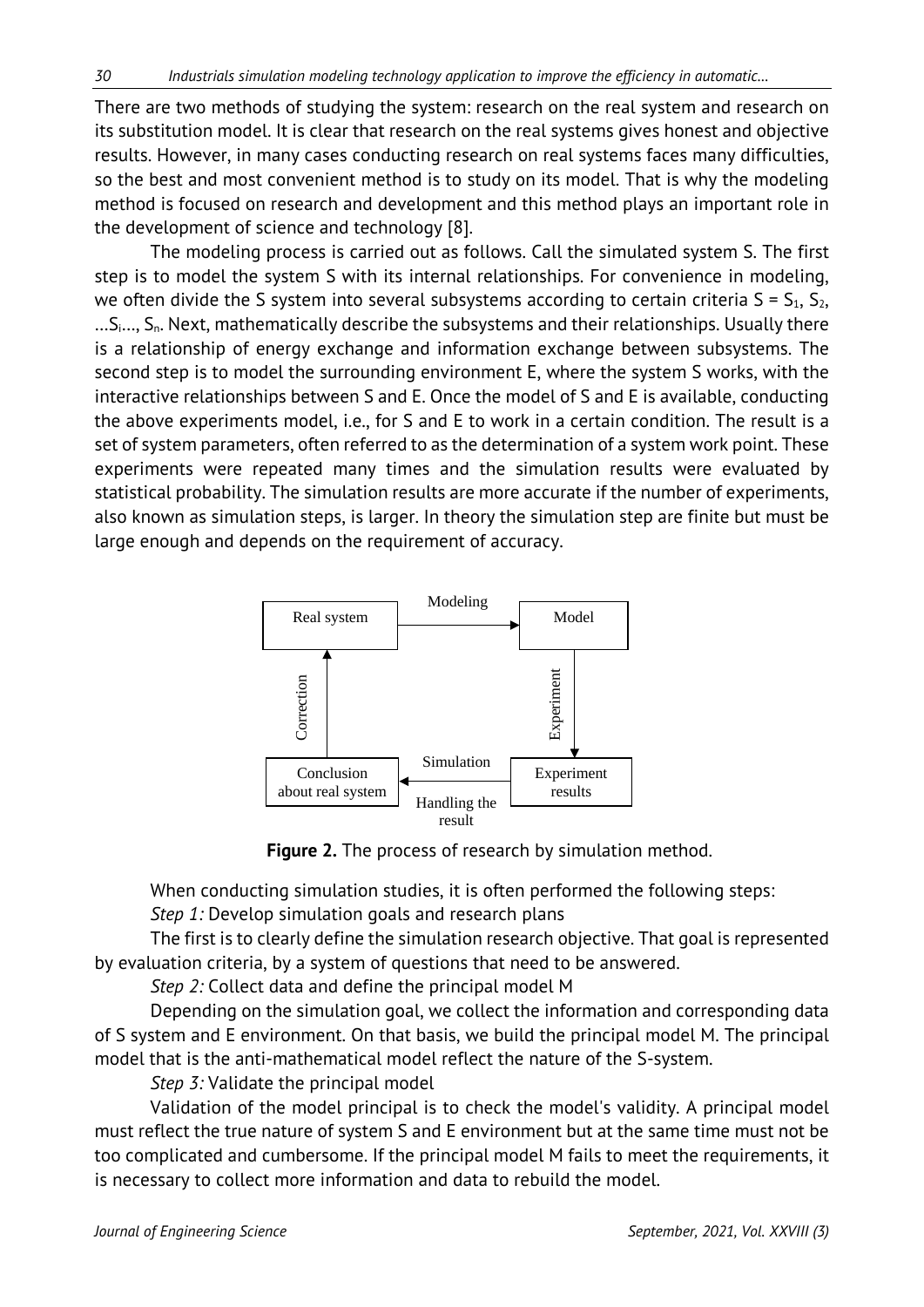There are two methods of studying the system: research on the real system and research on its substitution model. It is clear that research on the real systems gives honest and objective results. However, in many cases conducting research on real systems faces many difficulties, so the best and most convenient method is to study on its model. That is why the modeling method is focused on research and development and this method plays an important role in the development of science and technology [8].

The modeling process is carried out as follows. Call the simulated system S. The first step is to model the system S with its internal relationships. For convenience in modeling, we often divide the S system into several subsystems according to certain criteria $S = S_1, S_2, ...S_i..., S_n$. Next, mathematically describe the subsystems and their relationships. Usually there is a relationship of energy exchange and information exchange between subsystems. The second step is to model the surrounding environment E, where the system S works, with the interactive relationships between S and E. Once the model of S and E is available, conducting the above experiments model, i.e., for S and E to work in a certain condition. The result is a set of system parameters, often referred to as the determination of a system work point. These experiments were repeated many times and the simulation results were evaluated by statistical probability. The simulation results are more accurate if the number of experiments, also known as simulation steps, is larger. In theory the simulation step are finite but must be large enough and depends on the requirement of accuracy.

Real system → (Modeling) → Model → (Experiment) → Experiment results → (Simulation / Handling the result) → Conclusion about real system → (Correction) → Real system

**Figure 2.** The process of research by simulation method.

When conducting simulation studies, it is often performed the following steps:

*Step 1:* Develop simulation goals and research plans

The first is to clearly define the simulation research objective. That goal is represented by evaluation criteria, by a system of questions that need to be answered.

*Step 2:* Collect data and define the principal model M

Depending on the simulation goal, we collect the information and corresponding data of S system and E environment. On that basis, we build the principal model M. The principal model that is the anti-mathematical model reflect the nature of the S-system.

*Step 3:* Validate the principal model

Validation of the model principal is to check the model's validity. A principal model must reflect the true nature of system S and E environment but at the same time must not be too complicated and cumbersome. If the principal model M fails to meet the requirements, it is necessary to collect more information and data to rebuild the model.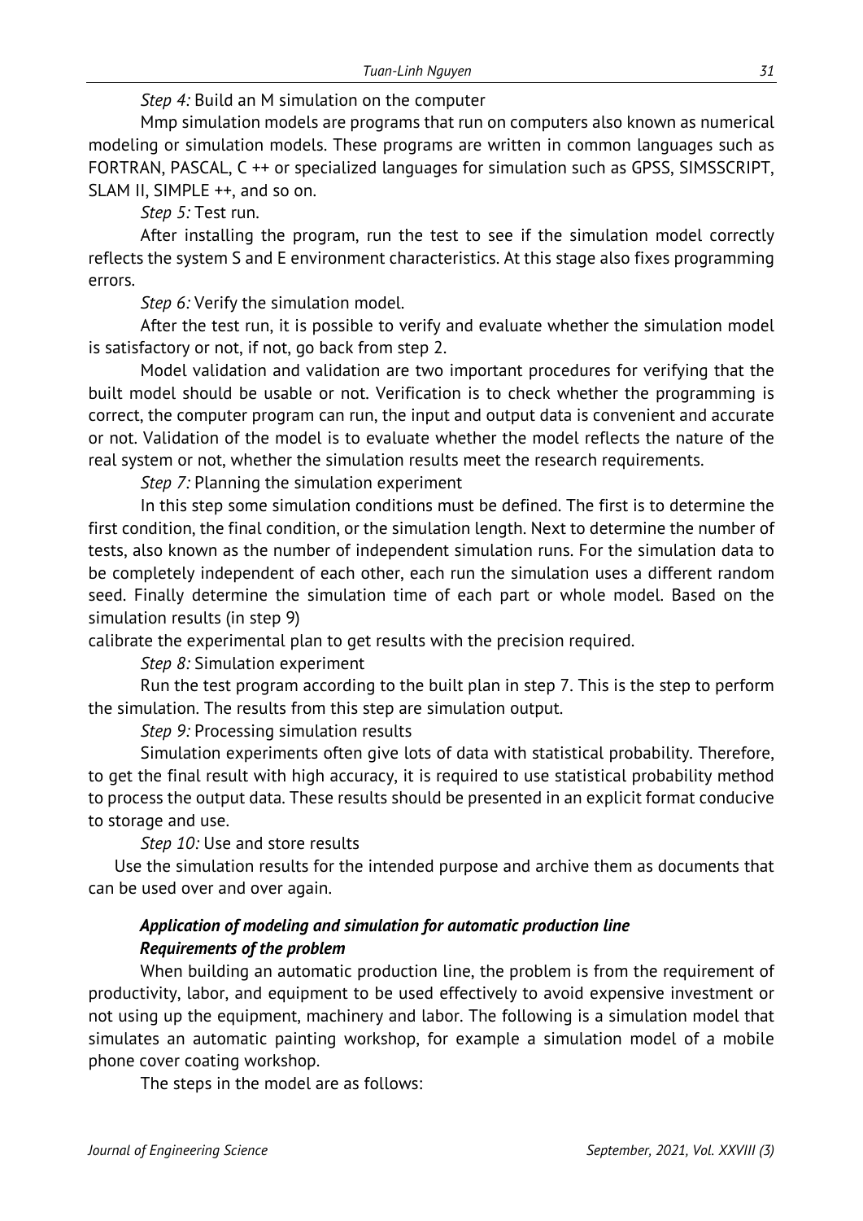*Step 4:* Build an M simulation on the computer

Mmp simulation models are programs that run on computers also known as numerical modeling or simulation models. These programs are written in common languages such as FORTRAN, PASCAL, C ++ or specialized languages for simulation such as GPSS, SIMSSCRIPT, SLAM II, SIMPLE ++, and so on.

*Step 5:* Test run.

After installing the program, run the test to see if the simulation model correctly reflects the system S and E environment characteristics. At this stage also fixes programming errors.

*Step 6:* Verify the simulation model.

After the test run, it is possible to verify and evaluate whether the simulation model is satisfactory or not, if not, go back from step 2.

Model validation and validation are two important procedures for verifying that the built model should be usable or not. Verification is to check whether the programming is correct, the computer program can run, the input and output data is convenient and accurate or not. Validation of the model is to evaluate whether the model reflects the nature of the real system or not, whether the simulation results meet the research requirements.

*Step 7:* Planning the simulation experiment

In this step some simulation conditions must be defined. The first is to determine the first condition, the final condition, or the simulation length. Next to determine the number of tests, also known as the number of independent simulation runs. For the simulation data to be completely independent of each other, each run the simulation uses a different random seed. Finally determine the simulation time of each part or whole model. Based on the simulation results (in step 9)
calibrate the experimental plan to get results with the precision required.

*Step 8:* Simulation experiment

Run the test program according to the built plan in step 7. This is the step to perform the simulation. The results from this step are simulation output.

*Step 9:* Processing simulation results

Simulation experiments often give lots of data with statistical probability. Therefore, to get the final result with high accuracy, it is required to use statistical probability method to process the output data. These results should be presented in an explicit format conducive to storage and use.

*Step 10:* Use and store results

Use the simulation results for the intended purpose and archive them as documents that can be used over and over again.

***Application of modeling and simulation for automatic production line***

***Requirements of the problem***

When building an automatic production line, the problem is from the requirement of productivity, labor, and equipment to be used effectively to avoid expensive investment or not using up the equipment, machinery and labor. The following is a simulation model that simulates an automatic painting workshop, for example a simulation model of a mobile phone cover coating workshop.

The steps in the model are as follows: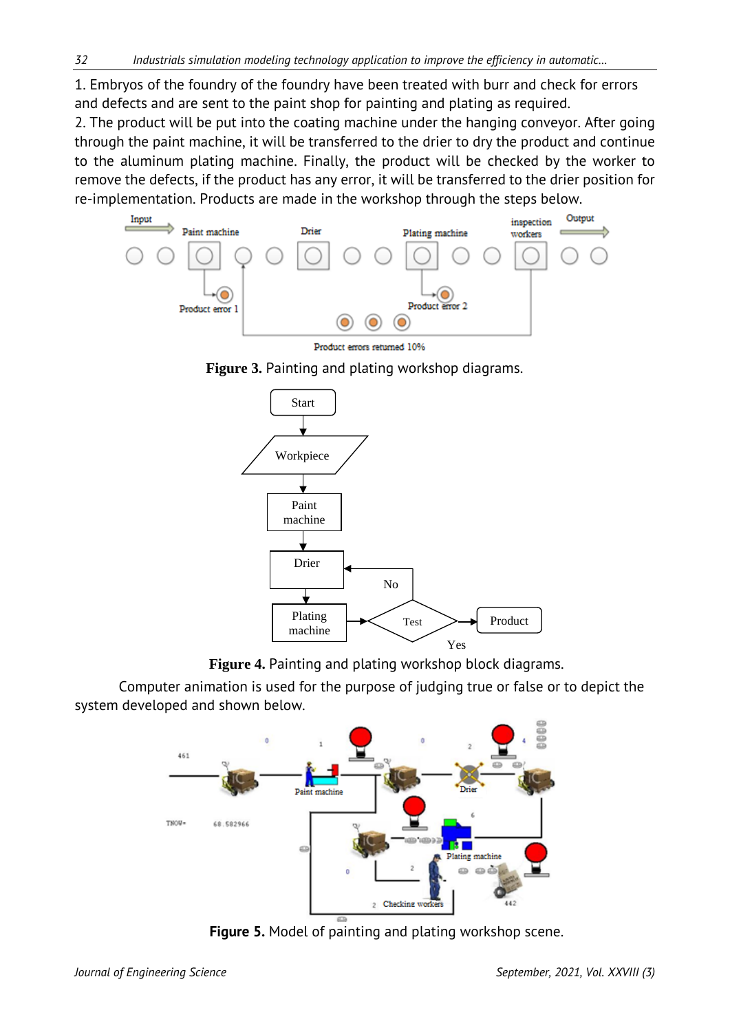1. Embryos of the foundry of the foundry have been treated with burr and check for errors and defects and are sent to the paint shop for painting and plating as required.
2. The product will be put into the coating machine under the hanging conveyor. After going through the paint machine, it will be transferred to the drier to dry the product and continue to the aluminum plating machine. Finally, the product will be checked by the worker to remove the defects, if the product has any error, it will be transferred to the drier position for re-implementation. Products are made in the workshop through the steps below.

**Figure 3.** Painting and plating workshop diagrams.

**Figure 4.** Painting and plating workshop block diagrams.

Computer animation is used for the purpose of judging true or false or to depict the system developed and shown below.

**Figure 5.** Model of painting and plating workshop scene.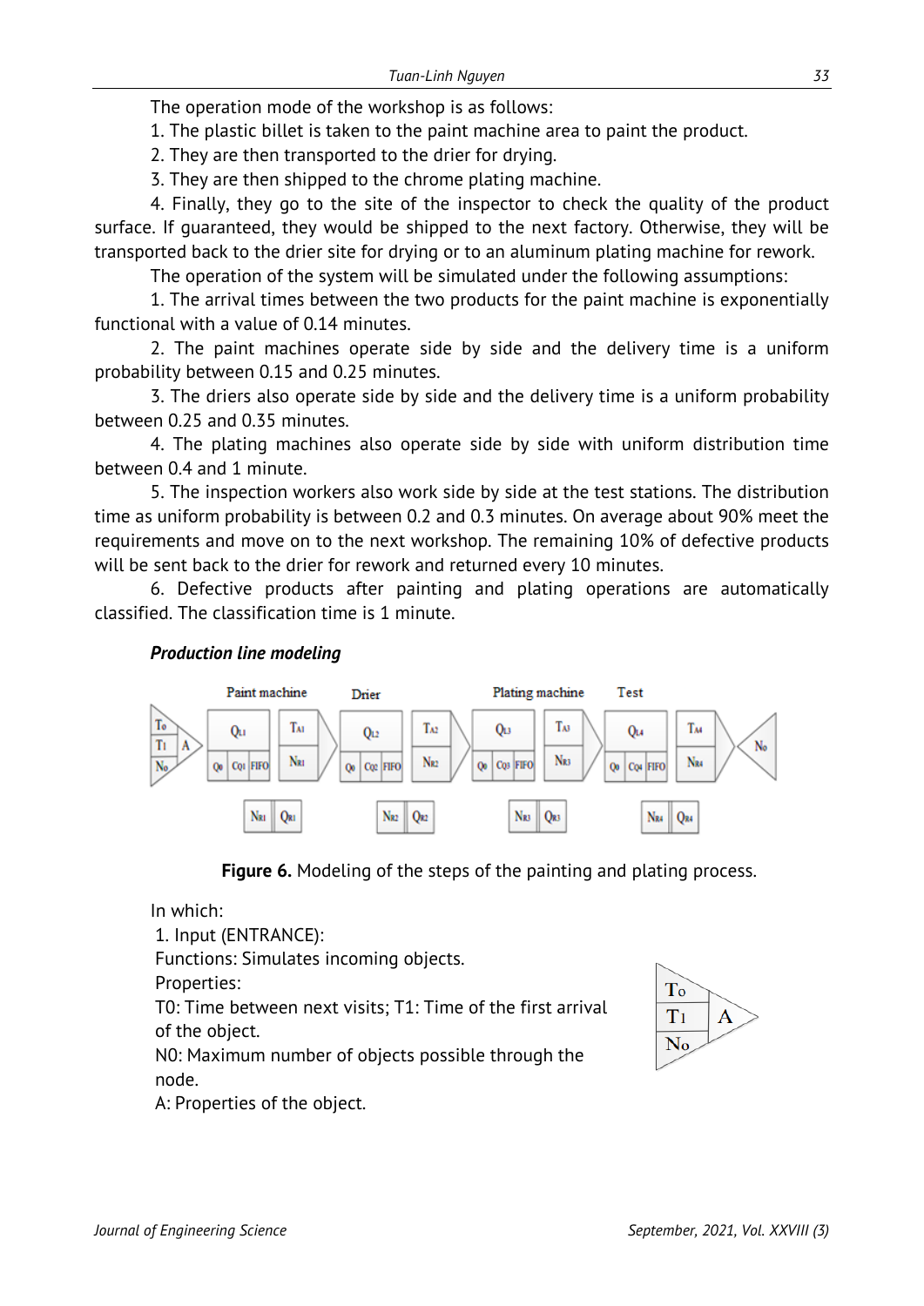The operation mode of the workshop is as follows:

1. The plastic billet is taken to the paint machine area to paint the product.
2. They are then transported to the drier for drying.
3. They are then shipped to the chrome plating machine.
4. Finally, they go to the site of the inspector to check the quality of the product surface. If guaranteed, they would be shipped to the next factory. Otherwise, they will be transported back to the drier site for drying or to an aluminum plating machine for rework.

The operation of the system will be simulated under the following assumptions:

1. The arrival times between the two products for the paint machine is exponentially functional with a value of 0.14 minutes.
2. The paint machines operate side by side and the delivery time is a uniform probability between 0.15 and 0.25 minutes.
3. The driers also operate side by side and the delivery time is a uniform probability between 0.25 and 0.35 minutes.
4. The plating machines also operate side by side with uniform distribution time between 0.4 and 1 minute.
5. The inspection workers also work side by side at the test stations. The distribution time as uniform probability is between 0.2 and 0.3 minutes. On average about 90% meet the requirements and move on to the next workshop. The remaining 10% of defective products will be sent back to the drier for rework and returned every 10 minutes.
6. Defective products after painting and plating operations are automatically classified. The classification time is 1 minute.

***Production line modeling***

**Figure 6.** Modeling of the steps of the painting and plating process.

In which:

1. Input (ENTRANCE):

Functions: Simulates incoming objects.

Properties:

T0: Time between next visits; T1: Time of the first arrival of the object.

N0: Maximum number of objects possible through the node.

A: Properties of the object.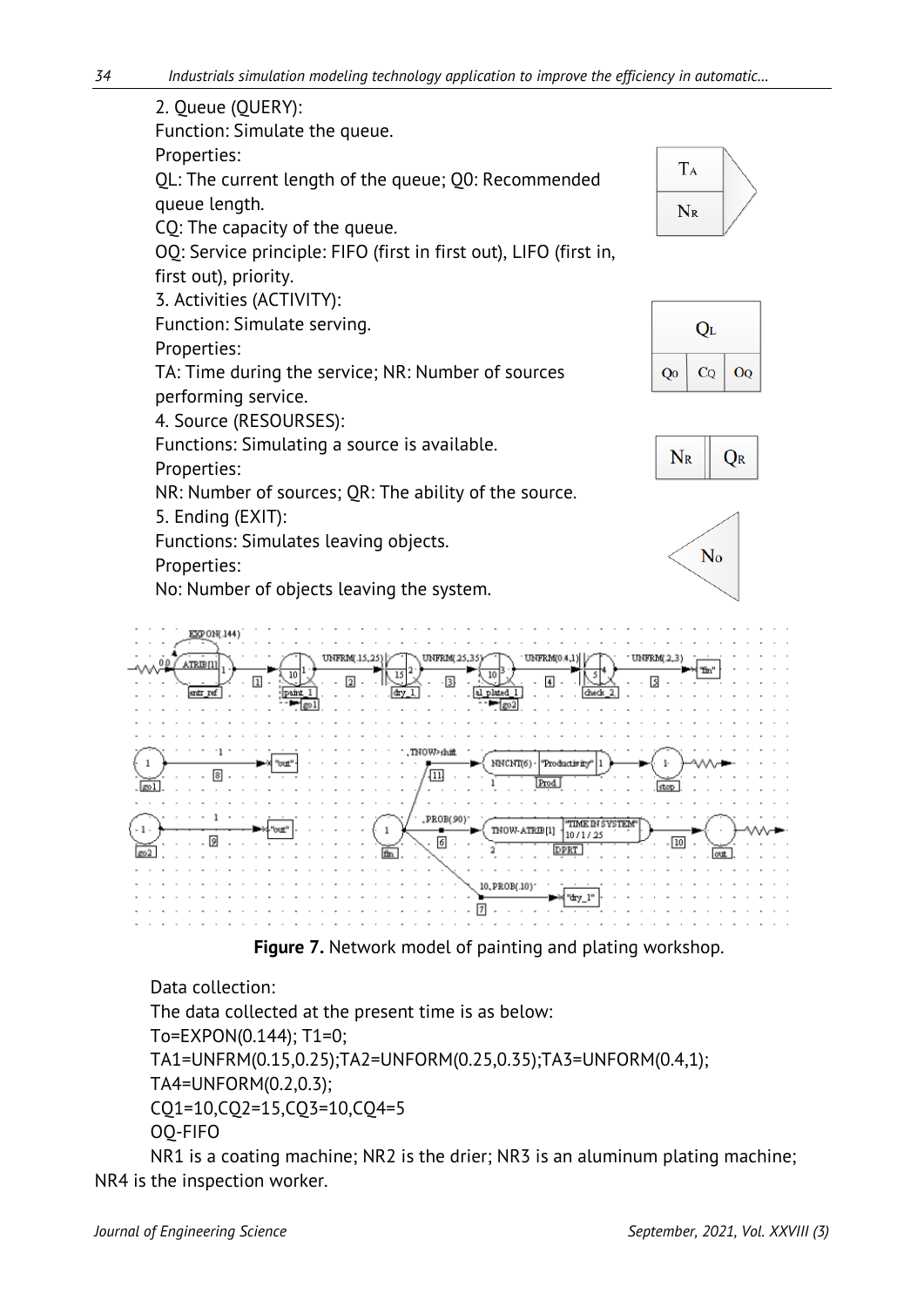2. Queue (QUERY):

Function: Simulate the queue.

Properties:

QL: The current length of the queue; Q0: Recommended queue length.

CQ: The capacity of the queue.

OQ: Service principle: FIFO (first in first out), LIFO (first in, first out), priority.

3. Activities (ACTIVITY):

Function: Simulate serving.

Properties:

TA: Time during the service; NR: Number of sources performing service.

4. Source (RESOURSES):

Functions: Simulating a source is available.

Properties:

NR: Number of sources; QR: The ability of the source.

5. Ending (EXIT):

Functions: Simulates leaving objects.

Properties:

No: Number of objects leaving the system.

**Figure 7.** Network model of painting and plating workshop.

Data collection:

The data collected at the present time is as below:

To=EXPON(0.144); T1=0;

TA1=UNFRM(0.15,0.25);TA2=UNFORM(0.25,0.35);TA3=UNFORM(0.4,1);

TA4=UNFORM(0.2,0.3);

CQ1=10,CQ2=15,CQ3=10,CQ4=5

OQ-FIFO

NR1 is a coating machine; NR2 is the drier; NR3 is an aluminum plating machine; NR4 is the inspection worker.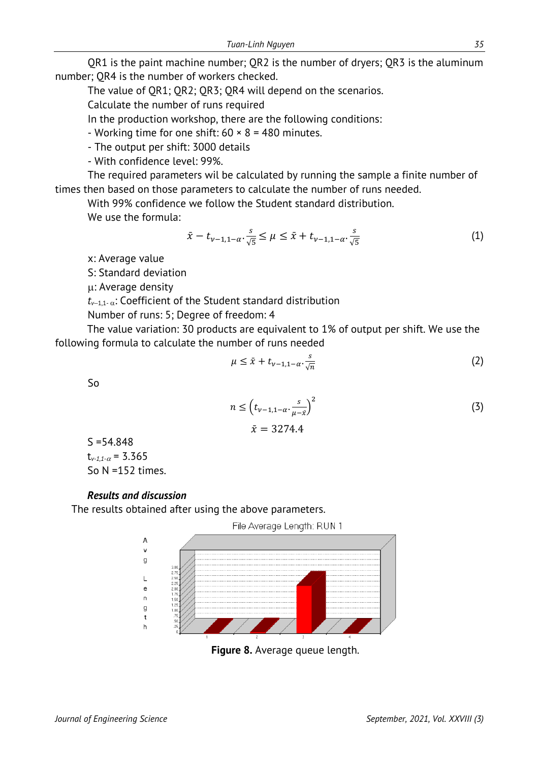QR1 is the paint machine number; QR2 is the number of dryers; QR3 is the aluminum number; QR4 is the number of workers checked.

The value of QR1; QR2; QR3; QR4 will depend on the scenarios.

Calculate the number of runs required

In the production workshop, there are the following conditions:

- Working time for one shift: 60 × 8 = 480 minutes.
- The output per shift: 3000 details
- With confidence level: 99%.

The required parameters wil be calculated by running the sample a finite number of times then based on those parameters to calculate the number of runs needed.

With 99% confidence we follow the Student standard distribution.

We use the formula:

$$\bar{x} - t_{\nu-1,1-\alpha}.\frac{s}{\sqrt{5}} \leq \mu \leq \bar{x} + t_{\nu-1,1-\alpha}.\frac{s}{\sqrt{5}} \quad (1)$$

x: Average value

S: Standard deviation

μ: Average density

$t_{\nu-1,1-\alpha}$: Coefficient of the Student standard distribution

Number of runs: 5; Degree of freedom: 4

The value variation: 30 products are equivalent to 1% of output per shift. We use the following formula to calculate the number of runs needed

$$\mu \leq \bar{x} + t_{\nu-1,1-\alpha}.\frac{s}{\sqrt{n}} \quad (2)$$

So

$$n \leq \left(t_{\nu-1,1-\alpha}.\frac{s}{\mu-\bar{x}}\right)^2 \quad (3)$$

$$\bar{x} = 3274.4$$

S =54.848

$t_{\nu-1,1-\alpha}$ = 3.365

So N =152 times.

### *Results and discussion*

The results obtained after using the above parameters.

File Average Length: RUN 1

**Figure 8.** Average queue length.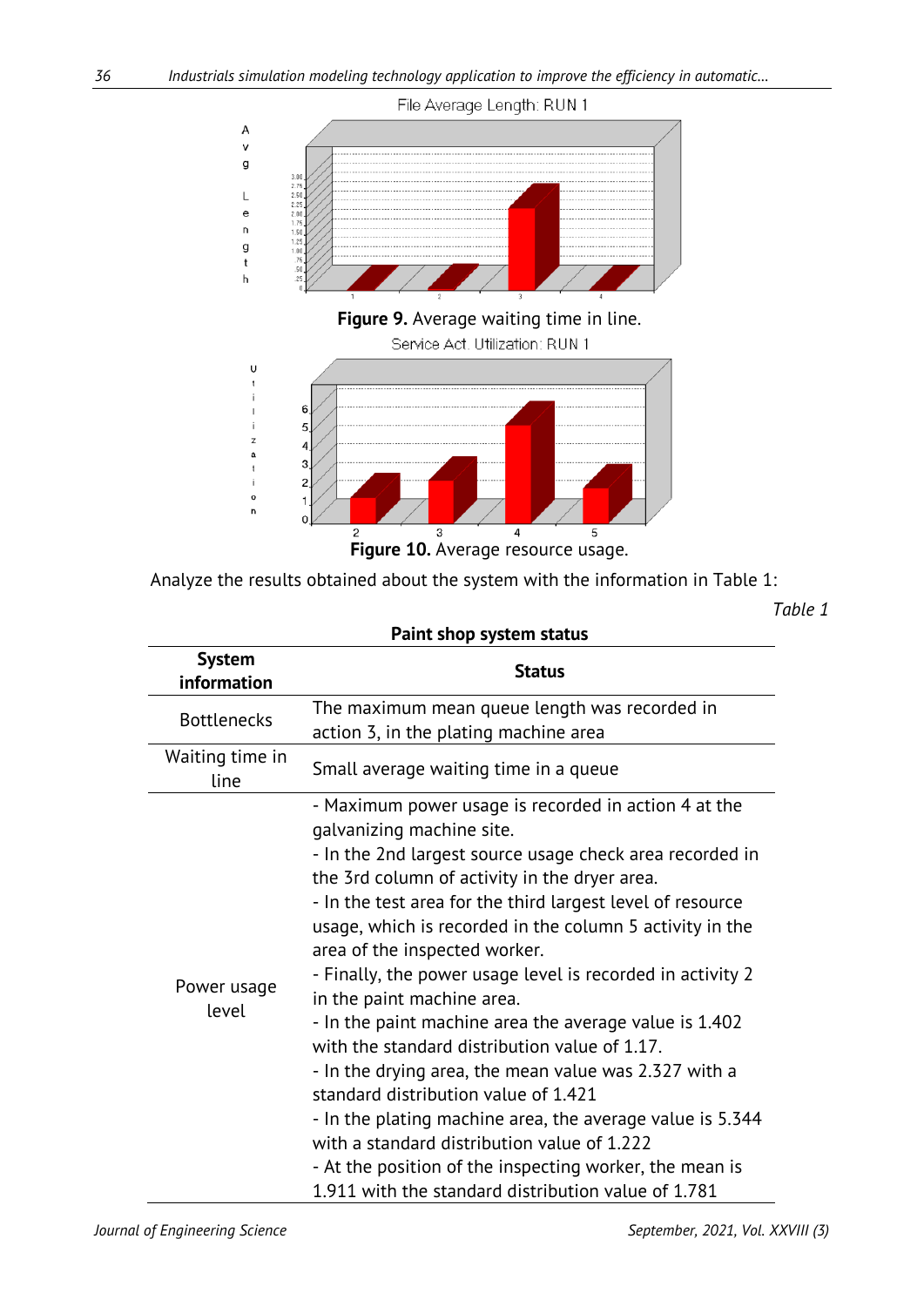File Average Length: RUN 1

Figure 9. Average waiting time in line.

Service Act. Utilization: RUN 1

Figure 10. Average resource usage.

Analyze the results obtained about the system with the information in Table 1:

*Table 1*

**Paint shop system status**

| System information | Status |
|---|---|
| Bottlenecks | The maximum mean queue length was recorded in action 3, in the plating machine area |
| Waiting time in line | Small average waiting time in a queue |
| Power usage level | - Maximum power usage is recorded in action 4 at the galvanizing machine site.<br>- In the 2nd largest source usage check area recorded in the 3rd column of activity in the dryer area.<br>- In the test area for the third largest level of resource usage, which is recorded in the column 5 activity in the area of the inspected worker.<br>- Finally, the power usage level is recorded in activity 2 in the paint machine area.<br>- In the paint machine area the average value is 1.402 with the standard distribution value of 1.17.<br>- In the drying area, the mean value was 2.327 with a standard distribution value of 1.421<br>- In the plating machine area, the average value is 5.344 with a standard distribution value of 1.222<br>- At the position of the inspecting worker, the mean is 1.911 with the standard distribution value of 1.781 |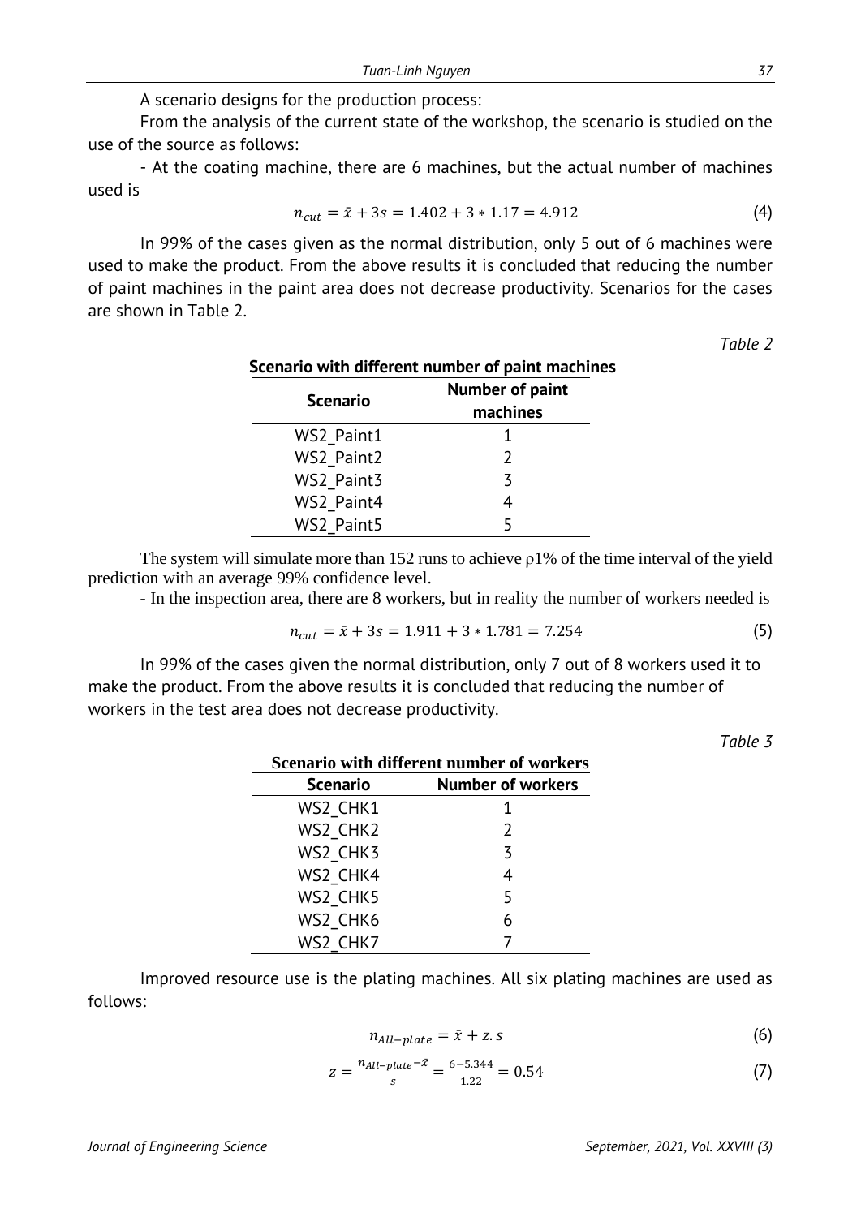A scenario designs for the production process:

From the analysis of the current state of the workshop, the scenario is studied on the use of the source as follows:

- At the coating machine, there are 6 machines, but the actual number of machines used is

$$n_{cut} = \bar{x} + 3s = 1.402 + 3 * 1.17 = 4.912 \tag{4}$$

In 99% of the cases given as the normal distribution, only 5 out of 6 machines were used to make the product. From the above results it is concluded that reducing the number of paint machines in the paint area does not decrease productivity. Scenarios for the cases are shown in Table 2.

*Table 2*

**Scenario with different number of paint machines**

| Scenario | Number of paint machines |
|---|---|
| WS2_Paint1 | 1 |
| WS2_Paint2 | 2 |
| WS2_Paint3 | 3 |
| WS2_Paint4 | 4 |
| WS2_Paint5 | 5 |

The system will simulate more than 152 runs to achieve ρ1% of the time interval of the yield prediction with an average 99% confidence level.

- In the inspection area, there are 8 workers, but in reality the number of workers needed is

$$n_{cut} = \bar{x} + 3s = 1.911 + 3 * 1.781 = 7.254 \tag{5}$$

In 99% of the cases given the normal distribution, only 7 out of 8 workers used it to make the product. From the above results it is concluded that reducing the number of workers in the test area does not decrease productivity.

*Table 3*

**Scenario with different number of workers**

| Scenario | Number of workers |
|---|---|
| WS2_CHK1 | 1 |
| WS2_CHK2 | 2 |
| WS2_CHK3 | 3 |
| WS2_CHK4 | 4 |
| WS2_CHK5 | 5 |
| WS2_CHK6 | 6 |
| WS2_CHK7 | 7 |

Improved resource use is the plating machines. All six plating machines are used as follows:

$$n_{All-plate} = \bar{x} + z.s \tag{6}$$

$$z = \frac{n_{All-plate} - \bar{x}}{s} = \frac{6 - 5.344}{1.22} = 0.54 \tag{7}$$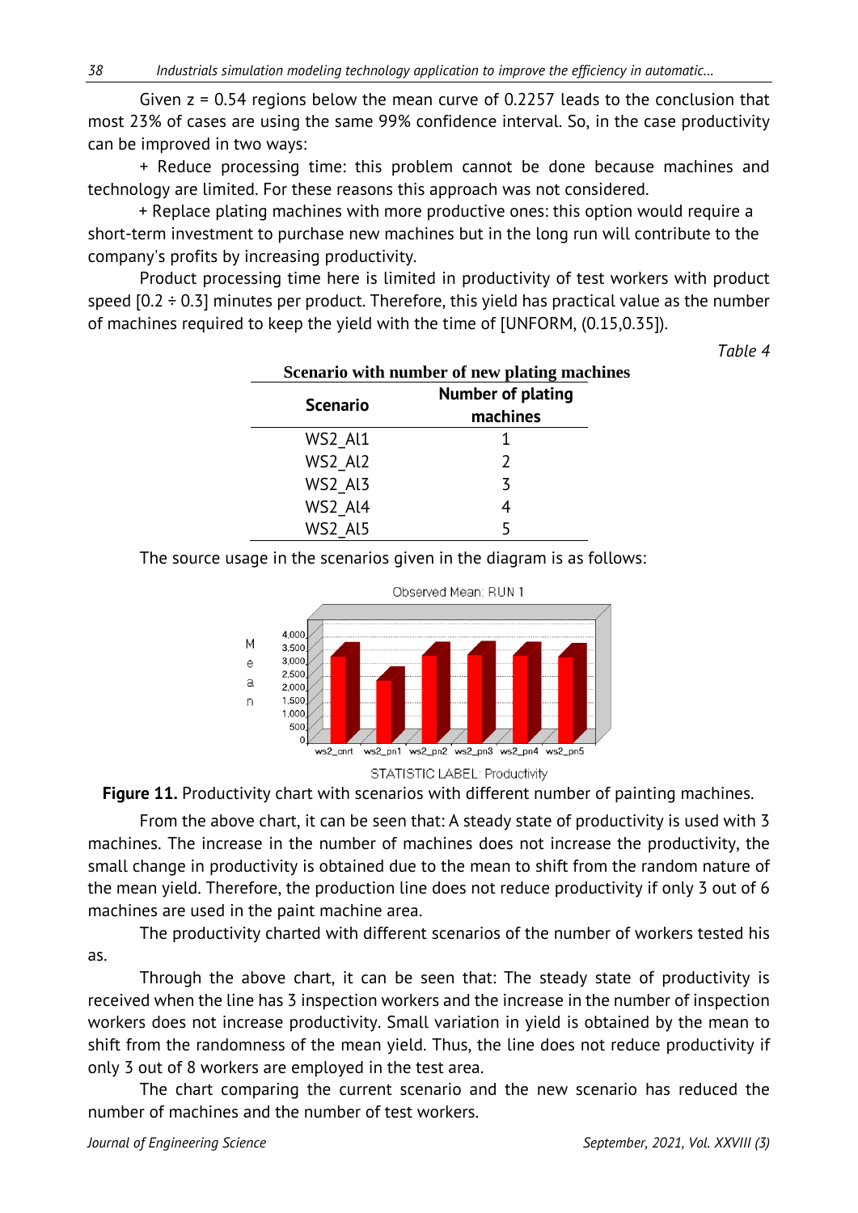Given z = 0.54 regions below the mean curve of 0.2257 leads to the conclusion that most 23% of cases are using the same 99% confidence interval. So, in the case productivity can be improved in two ways:

+ Reduce processing time: this problem cannot be done because machines and technology are limited. For these reasons this approach was not considered.

+ Replace plating machines with more productive ones: this option would require a short-term investment to purchase new machines but in the long run will contribute to the company's profits by increasing productivity.

Product processing time here is limited in productivity of test workers with product speed [0.2 ÷ 0.3] minutes per product. Therefore, this yield has practical value as the number of machines required to keep the yield with the time of [UNFORM, (0.15,0.35]).

*Table 4*

**Scenario with number of new plating machines**

| Scenario | Number of plating machines |
|---|---|
| WS2_Al1 | 1 |
| WS2_Al2 | 2 |
| WS2_Al3 | 3 |
| WS2_Al4 | 4 |
| WS2_Al5 | 5 |

The source usage in the scenarios given in the diagram is as follows:

**Figure 11.** Productivity chart with scenarios with different number of painting machines.

From the above chart, it can be seen that: A steady state of productivity is used with 3 machines. The increase in the number of machines does not increase the productivity, the small change in productivity is obtained due to the mean to shift from the random nature of the mean yield. Therefore, the production line does not reduce productivity if only 3 out of 6 machines are used in the paint machine area.

The productivity charted with different scenarios of the number of workers tested his as.

Through the above chart, it can be seen that: The steady state of productivity is received when the line has 3 inspection workers and the increase in the number of inspection workers does not increase productivity. Small variation in yield is obtained by the mean to shift from the randomness of the mean yield. Thus, the line does not reduce productivity if only 3 out of 8 workers are employed in the test area.

The chart comparing the current scenario and the new scenario has reduced the number of machines and the number of test workers.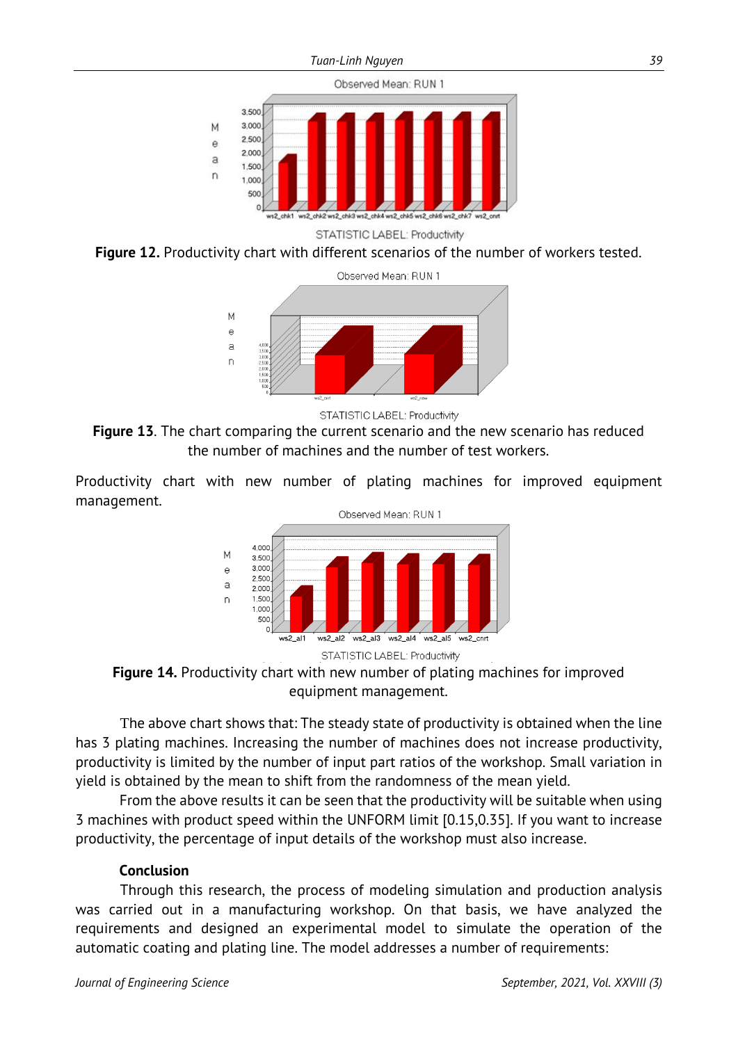**Figure 12.** Productivity chart with different scenarios of the number of workers tested.

**Figure 13**. The chart comparing the current scenario and the new scenario has reduced the number of machines and the number of test workers.

Productivity chart with new number of plating machines for improved equipment management.

**Figure 14.** Productivity chart with new number of plating machines for improved equipment management.

The above chart shows that: The steady state of productivity is obtained when the line has 3 plating machines. Increasing the number of machines does not increase productivity, productivity is limited by the number of input part ratios of the workshop. Small variation in yield is obtained by the mean to shift from the randomness of the mean yield.

From the above results it can be seen that the productivity will be suitable when using 3 machines with product speed within the UNFORM limit [0.15,0.35]. If you want to increase productivity, the percentage of input details of the workshop must also increase.

### Conclusion

Through this research, the process of modeling simulation and production analysis was carried out in a manufacturing workshop. On that basis, we have analyzed the requirements and designed an experimental model to simulate the operation of the automatic coating and plating line. The model addresses a number of requirements: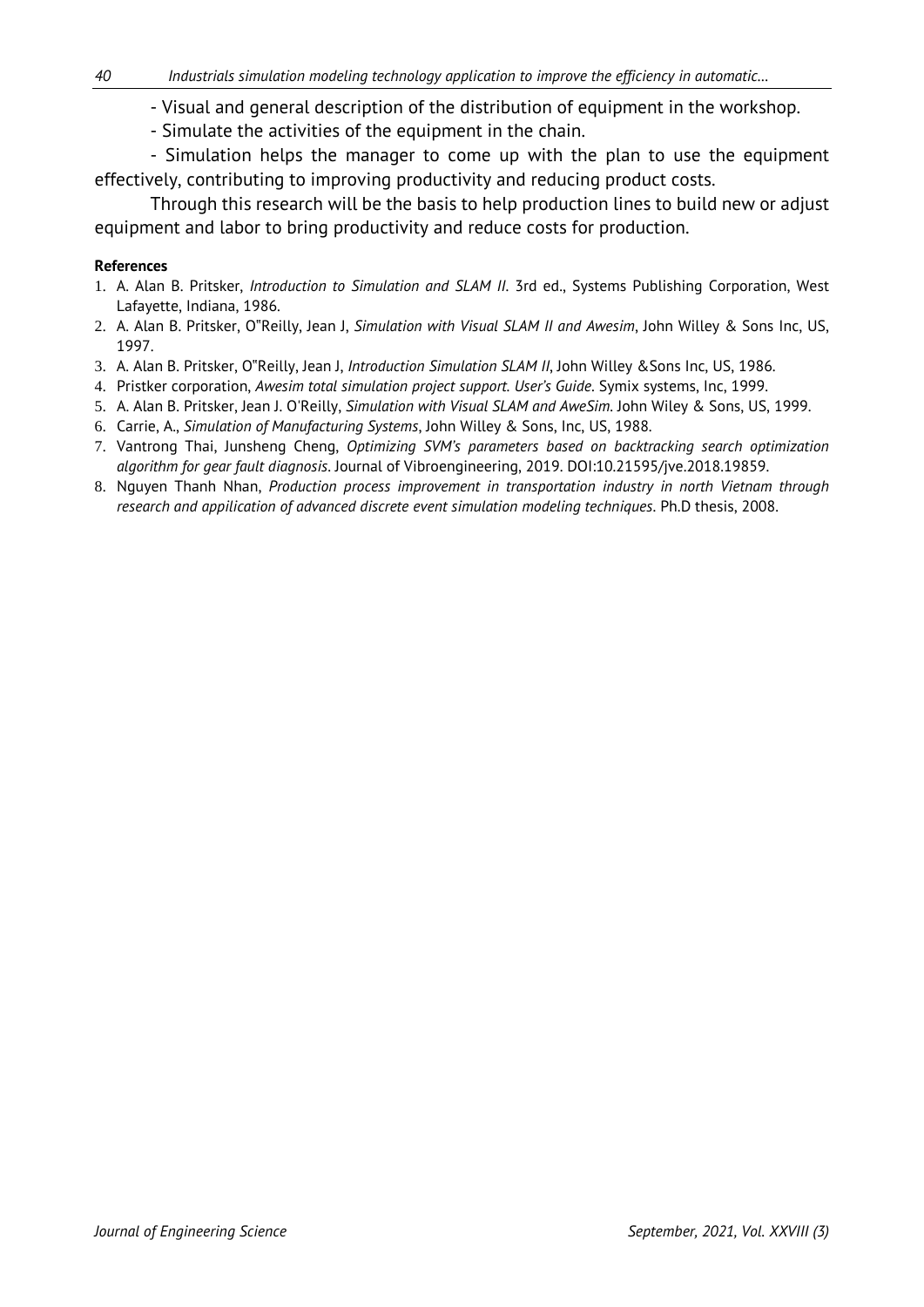- Visual and general description of the distribution of equipment in the workshop.

- Simulate the activities of the equipment in the chain.

- Simulation helps the manager to come up with the plan to use the equipment effectively, contributing to improving productivity and reducing product costs.

Through this research will be the basis to help production lines to build new or adjust equipment and labor to bring productivity and reduce costs for production.

**References**

1. A. Alan B. Pritsker, *Introduction to Simulation and SLAM II*. 3rd ed., Systems Publishing Corporation, West Lafayette, Indiana, 1986.
2. A. Alan B. Pritsker, O"Reilly, Jean J, *Simulation with Visual SLAM II and Awesim*, John Willey & Sons Inc, US, 1997.
3. A. Alan B. Pritsker, O"Reilly, Jean J, *Introduction Simulation SLAM II*, John Willey &Sons Inc, US, 1986.
4. Pristker corporation, *Awesim total simulation project support. User's Guide*. Symix systems, Inc, 1999.
5. A. Alan B. Pritsker, Jean J. O'Reilly, *Simulation with Visual SLAM and AweSim*. John Wiley & Sons, US, 1999.
6. Carrie, A., *Simulation of Manufacturing Systems*, John Willey & Sons, Inc, US, 1988.
7. Vantrong Thai, Junsheng Cheng, *Optimizing SVM's parameters based on backtracking search optimization algorithm for gear fault diagnosis*. Journal of Vibroengineering, 2019. DOI:10.21595/jve.2018.19859.
8. Nguyen Thanh Nhan, *Production process improvement in transportation industry in north Vietnam through research and appilication of advanced discrete event simulation modeling techniques*. Ph.D thesis, 2008.